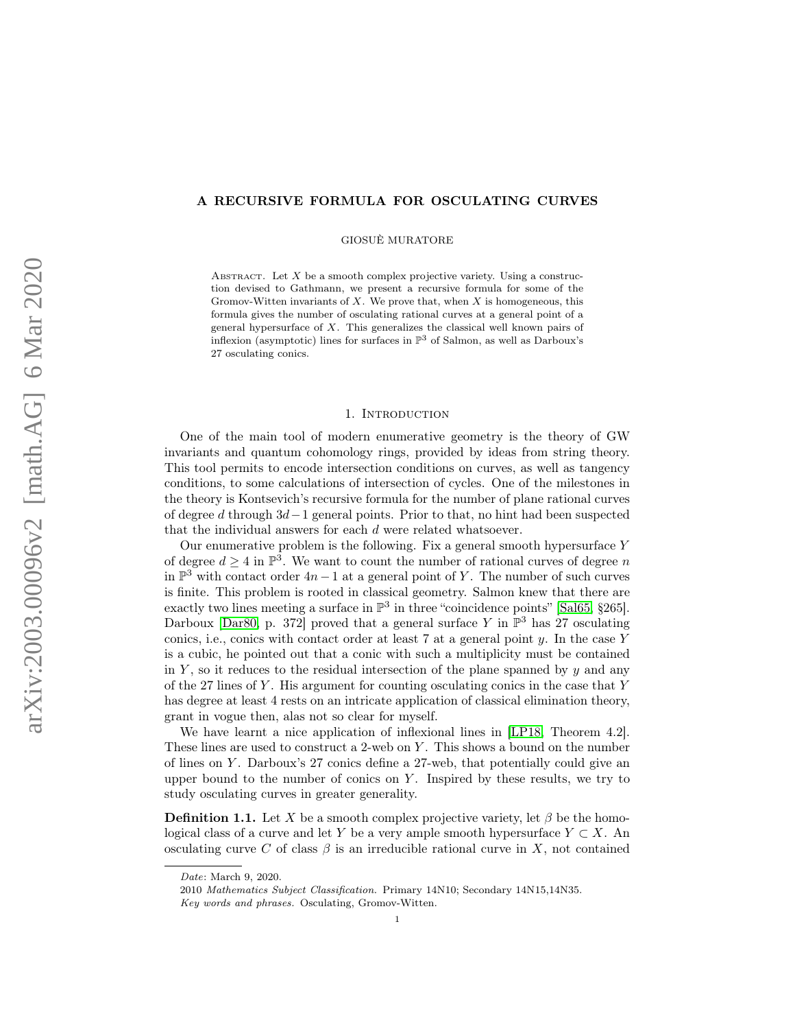# A RECURSIVE FORMULA FOR OSCULATING CURVES

GIOSUÈ MURATORE

Abstract. Let $X$ be a smooth complex projective variety. Using a construction devised to Gathmann, we present a recursive formula for some of the Gromov-Witten invariants of $X$. We prove that, when $X$ is homogeneous, this formula gives the number of osculating rational curves at a general point of a general hypersurface of $X$. This generalizes the classical well known pairs of inflexion (asymptotic) lines for surfaces in $\mathbb{P}^3$ of Salmon, as well as Darboux's 27 osculating conics.

## 1. Introduction

One of the main tool of modern enumerative geometry is the theory of GW invariants and quantum cohomology rings, provided by ideas from string theory. This tool permits to encode intersection conditions on curves, as well as tangency conditions, to some calculations of intersection of cycles. One of the milestones in the theory is Kontsevich's recursive formula for the number of plane rational curves of degree $d$ through $3d-1$ general points. Prior to that, no hint had been suspected that the individual answers for each $d$ were related whatsoever.

Our enumerative problem is the following. Fix a general smooth hypersurface $Y$ of degree $d \geq 4$ in $\mathbb{P}^3$. We want to count the number of rational curves of degree $n$ in $\mathbb{P}^3$ with contact order $4n-1$ at a general point of $Y$. The number of such curves is finite. This problem is rooted in classical geometry. Salmon knew that there are exactly two lines meeting a surface in $\mathbb{P}^3$ in three "coincidence points" [Sal65, §265]. Darboux [Dar80, p. 372] proved that a general surface $Y$ in $\mathbb{P}^3$ has 27 osculating conics, i.e., conics with contact order at least 7 at a general point $y$. In the case $Y$ is a cubic, he pointed out that a conic with such a multiplicity must be contained in $Y$, so it reduces to the residual intersection of the plane spanned by $y$ and any of the 27 lines of $Y$. His argument for counting osculating conics in the case that $Y$ has degree at least 4 rests on an intricate application of classical elimination theory, grant in vogue then, alas not so clear for myself.

We have learnt a nice application of inflexional lines in [LP18, Theorem 4.2]. These lines are used to construct a 2-web on $Y$. This shows a bound on the number of lines on $Y$. Darboux's 27 conics define a 27-web, that potentially could give an upper bound to the number of conics on $Y$. Inspired by these results, we try to study osculating curves in greater generality.

**Definition 1.1.** Let $X$ be a smooth complex projective variety, let $\beta$ be the homological class of a curve and let $Y$ be a very ample smooth hypersurface $Y \subset X$. An osculating curve $C$ of class $\beta$ is an irreducible rational curve in $X$, not contained

---

*Date*: March 9, 2020.

2010 *Mathematics Subject Classification.* Primary 14N10; Secondary 14N15,14N35.

*Key words and phrases.* Osculating, Gromov-Witten.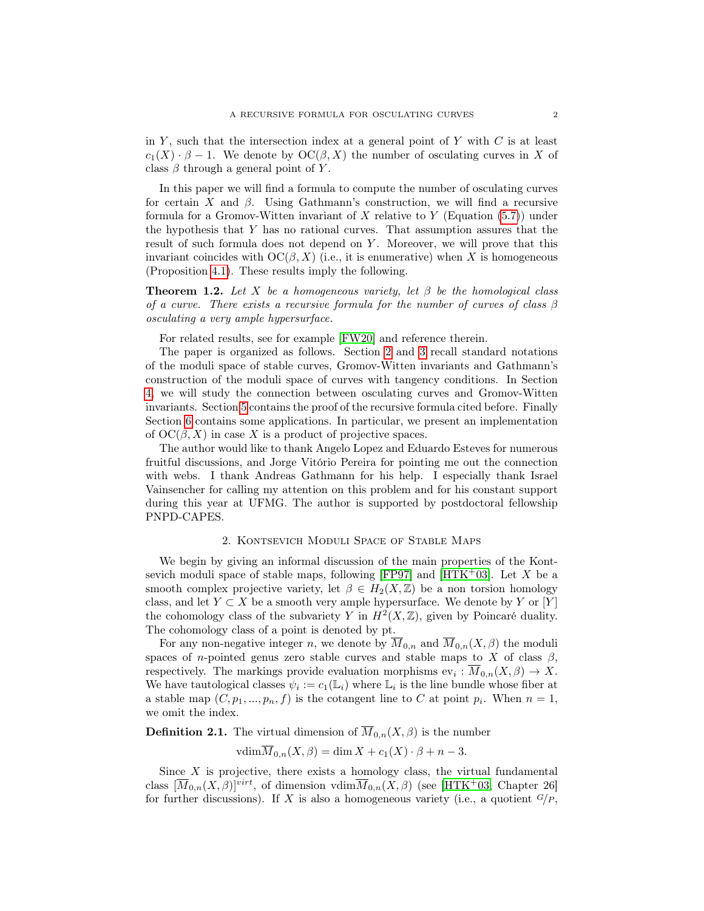in $Y$, such that the intersection index at a general point of $Y$ with $C$ is at least $c_1(X) \cdot \beta - 1$. We denote by $\mathrm{OC}(\beta, X)$ the number of osculating curves in $X$ of class $\beta$ through a general point of $Y$.

In this paper we will find a formula to compute the number of osculating curves for certain $X$ and $\beta$. Using Gathmann's construction, we will find a recursive formula for a Gromov-Witten invariant of $X$ relative to $Y$ (Equation (5.7)) under the hypothesis that $Y$ has no rational curves. That assumption assures that the result of such formula does not depend on $Y$. Moreover, we will prove that this invariant coincides with $\mathrm{OC}(\beta, X)$ (i.e., it is enumerative) when $X$ is homogeneous (Proposition 4.1). These results imply the following.

**Theorem 1.2.** *Let $X$ be a homogeneous variety, let $\beta$ be the homological class of a curve. There exists a recursive formula for the number of curves of class $\beta$ osculating a very ample hypersurface.*

For related results, see for example [FW20] and reference therein.

The paper is organized as follows. Section 2 and 3 recall standard notations of the moduli space of stable curves, Gromov-Witten invariants and Gathmann's construction of the moduli space of curves with tangency conditions. In Section 4, we will study the connection between osculating curves and Gromov-Witten invariants. Section 5 contains the proof of the recursive formula cited before. Finally Section 6 contains some applications. In particular, we present an implementation of $\mathrm{OC}(\beta, X)$ in case $X$ is a product of projective spaces.

The author would like to thank Angelo Lopez and Eduardo Esteves for numerous fruitful discussions, and Jorge Vitório Pereira for pointing me out the connection with webs. I thank Andreas Gathmann for his help. I especially thank Israel Vainsencher for calling my attention on this problem and for his constant support during this year at UFMG. The author is supported by postdoctoral fellowship PNPD-CAPES.

## 2. Kontsevich Moduli Space of Stable Maps

We begin by giving an informal discussion of the main properties of the Kontsevich moduli space of stable maps, following [FP97] and [HTK+03]. Let $X$ be a smooth complex projective variety, let $\beta \in H_2(X, \mathbb{Z})$ be a non torsion homology class, and let $Y \subset X$ be a smooth very ample hypersurface. We denote by $Y$ or $[Y]$ the cohomology class of the subvariety $Y$ in $H^2(X, \mathbb{Z})$, given by Poincaré duality. The cohomology class of a point is denoted by pt.

For any non-negative integer $n$, we denote by $\overline{M}_{0,n}$ and $\overline{M}_{0,n}(X, \beta)$ the moduli spaces of $n$-pointed genus zero stable curves and stable maps to $X$ of class $\beta$, respectively. The markings provide evaluation morphisms $\mathrm{ev}_i : \overline{M}_{0,n}(X, \beta) \to X$. We have tautological classes $\psi_i := c_1(\mathbb{L}_i)$ where $\mathbb{L}_i$ is the line bundle whose fiber at a stable map $(C, p_1, ..., p_n, f)$ is the cotangent line to $C$ at point $p_i$. When $n = 1$, we omit the index.

**Definition 2.1.** The virtual dimension of $\overline{M}_{0,n}(X, \beta)$ is the number

$$\mathrm{vdim}\overline{M}_{0,n}(X, \beta) = \dim X + c_1(X) \cdot \beta + n - 3.$$

Since $X$ is projective, there exists a homology class, the virtual fundamental class $[\overline{M}_{0,n}(X, \beta)]^{virt}$, of dimension $\mathrm{vdim}\overline{M}_{0,n}(X, \beta)$ (see [HTK+03, Chapter 26] for further discussions). If $X$ is also a homogeneous variety (i.e., a quotient $G/P$,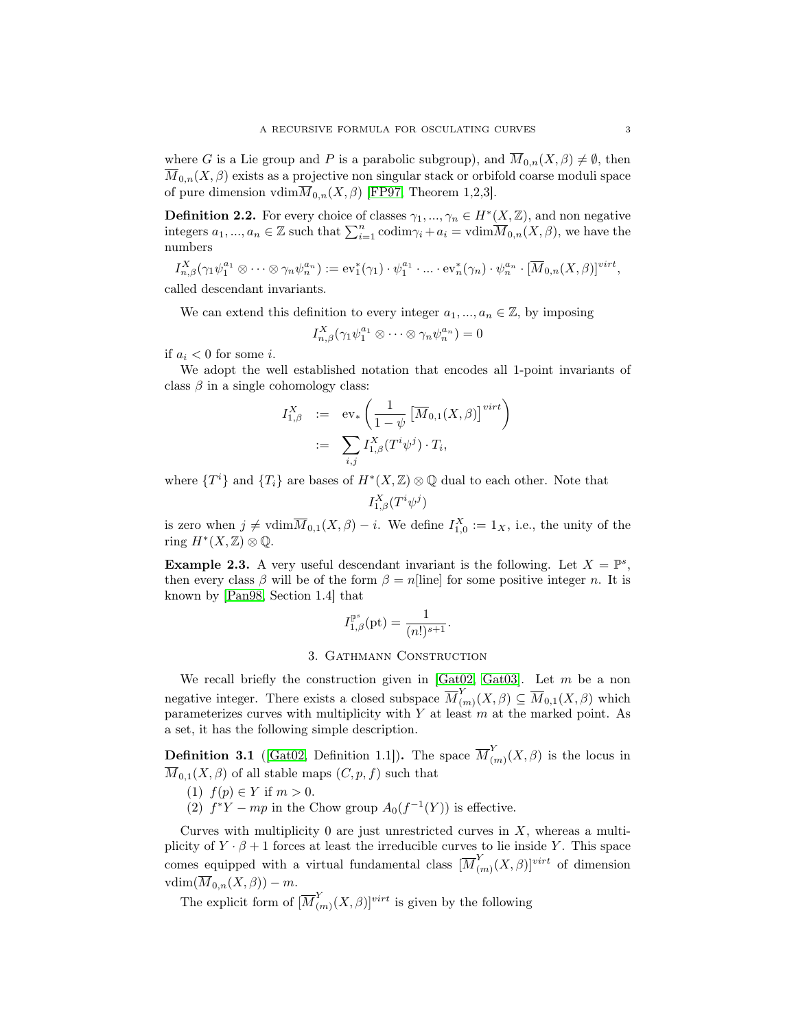where $G$ is a Lie group and $P$ is a parabolic subgroup), and $\overline{M}_{0,n}(X,\beta) \neq \emptyset$, then $\overline{M}_{0,n}(X,\beta)$ exists as a projective non singular stack or orbifold coarse moduli space of pure dimension $\mathrm{vdim}\overline{M}_{0,n}(X,\beta)$ [FP97, Theorem 1,2,3].

**Definition 2.2.** For every choice of classes $\gamma_1,...,\gamma_n \in H^*(X,\mathbb{Z})$, and non negative integers $a_1,...,a_n \in \mathbb{Z}$ such that $\sum_{i=1}^n \mathrm{codim}\gamma_i + a_i = \mathrm{vdim}\overline{M}_{0,n}(X,\beta)$, we have the numbers

$$I^X_{n,\beta}(\gamma_1\psi_1^{a_1} \otimes \cdots \otimes \gamma_n\psi_n^{a_n}) := \mathrm{ev}_1^*(\gamma_1)\cdot\psi_1^{a_1}\cdot ... \cdot \mathrm{ev}_n^*(\gamma_n)\cdot\psi_n^{a_n}\cdot[\overline{M}_{0,n}(X,\beta)]^{virt},$$

called descendant invariants.

We can extend this definition to every integer $a_1,...,a_n \in \mathbb{Z}$, by imposing

$$I^X_{n,\beta}(\gamma_1\psi_1^{a_1} \otimes \cdots \otimes \gamma_n\psi_n^{a_n}) = 0$$

if $a_i < 0$ for some $i$.

We adopt the well established notation that encodes all 1-point invariants of class $\beta$ in a single cohomology class:

$$\begin{aligned} I^X_{1,\beta} &:= \mathrm{ev}_*\left(\frac{1}{1-\psi}\left[\overline{M}_{0,1}(X,\beta)\right]^{virt}\right) \\ &:= \sum_{i,j} I^X_{1,\beta}(T^i\psi^j)\cdot T_i, \end{aligned}$$

where $\{T^i\}$ and $\{T_i\}$ are bases of $H^*(X,\mathbb{Z})\otimes\mathbb{Q}$ dual to each other. Note that

$$I^X_{1,\beta}(T^i\psi^j)$$

is zero when $j \neq \mathrm{vdim}\overline{M}_{0,1}(X,\beta) - i$. We define $I^X_{1,0} := 1_X$, i.e., the unity of the ring $H^*(X,\mathbb{Z})\otimes\mathbb{Q}$.

**Example 2.3.** A very useful descendant invariant is the following. Let $X = \mathbb{P}^s$, then every class $\beta$ will be of the form $\beta = n[\text{line}]$ for some positive integer $n$. It is known by [Pan98, Section 1.4] that

$$I^{\mathbb{P}^s}_{1,\beta}(\mathrm{pt}) = \frac{1}{(n!)^{s+1}}.$$

## 3. Gathmann Construction

We recall briefly the construction given in [Gat02, Gat03]. Let $m$ be a non negative integer. There exists a closed subspace $\overline{M}^Y_{(m)}(X,\beta) \subseteq \overline{M}_{0,1}(X,\beta)$ which parameterizes curves with multiplicity with $Y$ at least $m$ at the marked point. As a set, it has the following simple description.

**Definition 3.1** ([Gat02, Definition 1.1])**.** The space $\overline{M}^Y_{(m)}(X,\beta)$ is the locus in $\overline{M}_{0,1}(X,\beta)$ of all stable maps $(C,p,f)$ such that

1. $f(p) \in Y$ if $m > 0$.
2. $f^*Y - mp$ in the Chow group $A_0(f^{-1}(Y))$ is effective.

Curves with multiplicity 0 are just unrestricted curves in $X$, whereas a multiplicity of $Y\cdot\beta + 1$ forces at least the irreducible curves to lie inside $Y$. This space comes equipped with a virtual fundamental class $[\overline{M}^Y_{(m)}(X,\beta)]^{virt}$ of dimension $\mathrm{vdim}(\overline{M}_{0,n}(X,\beta)) - m$.

The explicit form of $[\overline{M}^Y_{(m)}(X,\beta)]^{virt}$ is given by the following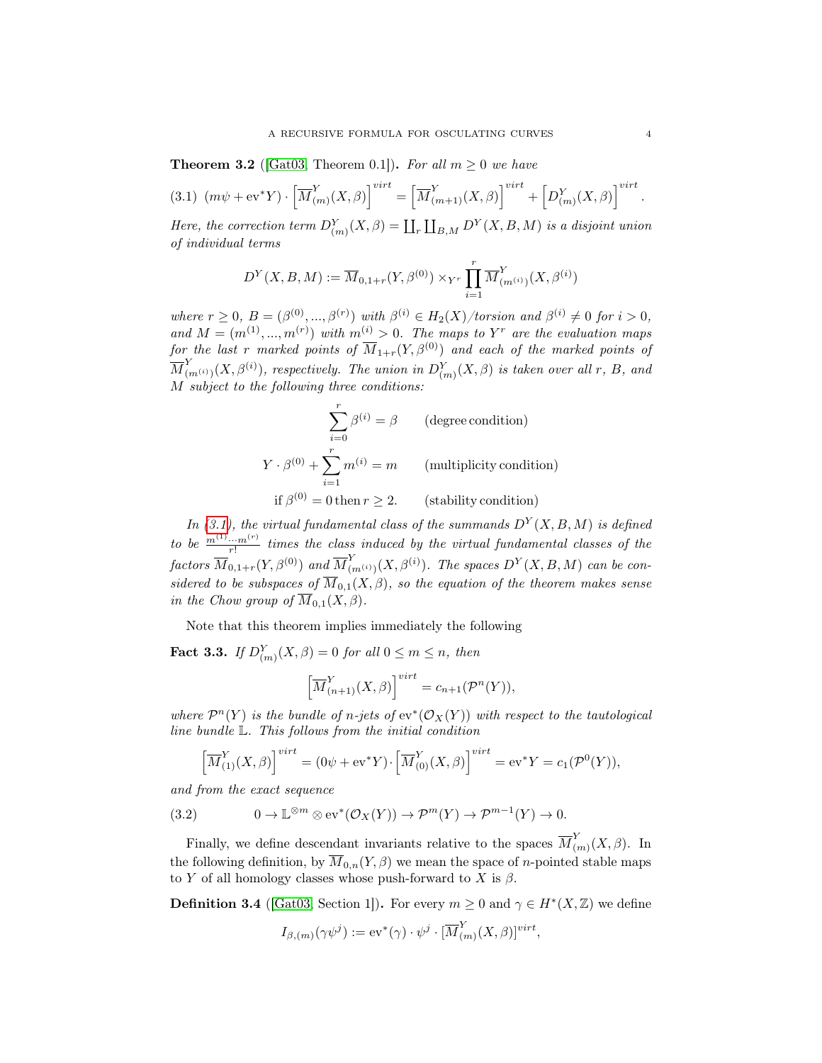**Theorem 3.2** ([Gat03, Theorem 0.1]). *For all $m \geq 0$ we have*

$$(3.1)\quad (m\psi + \mathrm{ev}^*Y) \cdot \left[\overline{M}^Y_{(m)}(X,\beta)\right]^{virt} = \left[\overline{M}^Y_{(m+1)}(X,\beta)\right]^{virt} + \left[D^Y_{(m)}(X,\beta)\right]^{virt}.$$

*Here, the correction term $D^Y_{(m)}(X,\beta) = \coprod_r \coprod_{B,M} D^Y(X,B,M)$ is a disjoint union of individual terms*

$$D^Y(X,B,M) := \overline{M}_{0,1+r}(Y,\beta^{(0)}) \times_{Y^r} \prod_{i=1}^r \overline{M}^Y_{(m^{(i)})}(X,\beta^{(i)})$$

*where $r \geq 0$, $B = (\beta^{(0)},...,\beta^{(r)})$ with $\beta^{(i)} \in H_2(X)/torsion$ and $\beta^{(i)} \neq 0$ for $i > 0$, and $M = (m^{(1)},...,m^{(r)})$ with $m^{(i)} > 0$. The maps to $Y^r$ are the evaluation maps for the last $r$ marked points of $\overline{M}_{1+r}(Y,\beta^{(0)})$ and each of the marked points of $\overline{M}^Y_{(m^{(i)})}(X,\beta^{(i)})$, respectively. The union in $D^Y_{(m)}(X,\beta)$ is taken over all $r$, $B$, and $M$ subject to the following three conditions:*

$$\sum_{i=0}^r \beta^{(i)} = \beta \qquad \text{(degree condition)}$$

$$Y \cdot \beta^{(0)} + \sum_{i=1}^r m^{(i)} = m \qquad \text{(multiplicity condition)}$$

$$\text{if } \beta^{(0)} = 0 \text{ then } r \geq 2. \qquad \text{(stability condition)}$$

*In (3.1), the virtual fundamental class of the summands $D^Y(X,B,M)$ is defined to be $\frac{m^{(1)}\cdots m^{(r)}}{r!}$ times the class induced by the virtual fundamental classes of the factors $\overline{M}_{0,1+r}(Y,\beta^{(0)})$ and $\overline{M}^Y_{(m^{(i)})}(X,\beta^{(i)})$. The spaces $D^Y(X,B,M)$ can be considered to be subspaces of $\overline{M}_{0,1}(X,\beta)$, so the equation of the theorem makes sense in the Chow group of $\overline{M}_{0,1}(X,\beta)$.*

Note that this theorem implies immediately the following

**Fact 3.3.** *If $D^Y_{(m)}(X,\beta) = 0$ for all $0 \leq m \leq n$, then*

$$\left[\overline{M}^Y_{(n+1)}(X,\beta)\right]^{virt} = c_{n+1}(\mathcal{P}^n(Y)),$$

*where $\mathcal{P}^n(Y)$ is the bundle of $n$-jets of $\mathrm{ev}^*(\mathcal{O}_X(Y))$ with respect to the tautological line bundle $\mathbb{L}$. This follows from the initial condition*

$$\left[\overline{M}^Y_{(1)}(X,\beta)\right]^{virt} = (0\psi + \mathrm{ev}^*Y) \cdot \left[\overline{M}^Y_{(0)}(X,\beta)\right]^{virt} = \mathrm{ev}^*Y = c_1(\mathcal{P}^0(Y)),$$

*and from the exact sequence*

$$(3.2)\qquad 0 \to \mathbb{L}^{\otimes m} \otimes \mathrm{ev}^*(\mathcal{O}_X(Y)) \to \mathcal{P}^m(Y) \to \mathcal{P}^{m-1}(Y) \to 0.$$

Finally, we define descendant invariants relative to the spaces $\overline{M}^Y_{(m)}(X,\beta)$. In the following definition, by $\overline{M}_{0,n}(Y,\beta)$ we mean the space of $n$-pointed stable maps to $Y$ of all homology classes whose push-forward to $X$ is $\beta$.

**Definition 3.4** ([Gat03, Section 1]). For every $m \geq 0$ and $\gamma \in H^*(X,\mathbb{Z})$ we define

$$I_{\beta,(m)}(\gamma\psi^j) := \mathrm{ev}^*(\gamma) \cdot \psi^j \cdot [\overline{M}^Y_{(m)}(X,\beta)]^{virt},$$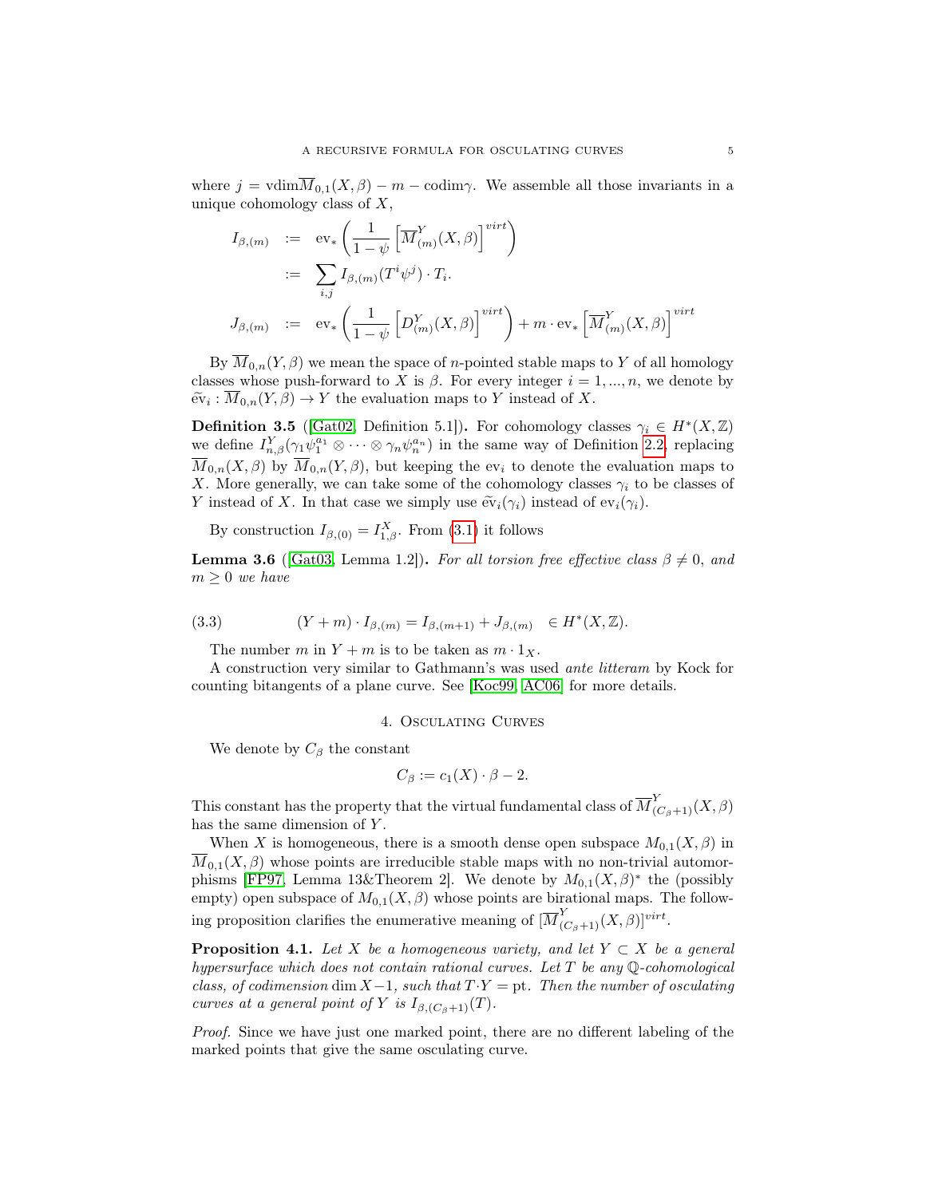where $j = \text{vdim}\overline{M}_{0,1}(X,\beta) - m - \text{codim}\gamma$. We assemble all those invariants in a unique cohomology class of $X$,

$$
\begin{aligned}
I_{\beta,(m)} &:= \text{ev}_*\left(\frac{1}{1-\psi}\left[\overline{M}^Y_{(m)}(X,\beta)\right]^{virt}\right) \\
&:= \sum_{i,j} I_{\beta,(m)}(T^i\psi^j)\cdot T_i. \\
J_{\beta,(m)} &:= \text{ev}_*\left(\frac{1}{1-\psi}\left[D^Y_{(m)}(X,\beta)\right]^{virt}\right) + m\cdot \text{ev}_*\left[\overline{M}^Y_{(m)}(X,\beta)\right]^{virt}
\end{aligned}
$$

By $\overline{M}_{0,n}(Y,\beta)$ we mean the space of $n$-pointed stable maps to $Y$ of all homology classes whose push-forward to $X$ is $\beta$. For every integer $i=1,...,n$, we denote by $\widetilde{\text{ev}}_i : \overline{M}_{0,n}(Y,\beta) \to Y$ the evaluation maps to $Y$ instead of $X$.

**Definition 3.5** ([Gat02, Definition 5.1])**.** For cohomology classes $\gamma_i \in H^*(X,\mathbb{Z})$ we define $I^Y_{n,\beta}(\gamma_1\psi_1^{a_1}\otimes\cdots\otimes\gamma_n\psi_n^{a_n})$ in the same way of Definition 2.2, replacing $\overline{M}_{0,n}(X,\beta)$ by $\overline{M}_{0,n}(Y,\beta)$, but keeping the $\text{ev}_i$ to denote the evaluation maps to $X$. More generally, we can take some of the cohomology classes $\gamma_i$ to be classes of $Y$ instead of $X$. In that case we simply use $\widetilde{\text{ev}}_i(\gamma_i)$ instead of $\text{ev}_i(\gamma_i)$.

By construction $I_{\beta,(0)} = I^X_{1,\beta}$. From (3.1) it follows

**Lemma 3.6** ([Gat03, Lemma 1.2])**.** *For all torsion free effective class $\beta \neq 0$, and $m \geq 0$ we have*

$$
(Y+m)\cdot I_{\beta,(m)} = I_{\beta,(m+1)} + J_{\beta,(m)} \quad \in H^*(X,\mathbb{Z}). \tag{3.3}
$$

The number $m$ in $Y+m$ is to be taken as $m\cdot 1_X$.

A construction very similar to Gathmann's was used *ante litteram* by Kock for counting bitangents of a plane curve. See [Koc99, AC06] for more details.

## 4. Osculating Curves

We denote by $C_\beta$ the constant

$$
C_\beta := c_1(X)\cdot\beta - 2.
$$

This constant has the property that the virtual fundamental class of $\overline{M}^Y_{(C_\beta+1)}(X,\beta)$ has the same dimension of $Y$.

When $X$ is homogeneous, there is a smooth dense open subspace $M_{0,1}(X,\beta)$ in $\overline{M}_{0,1}(X,\beta)$ whose points are irreducible stable maps with no non-trivial automorphisms [FP97, Lemma 13&Theorem 2]. We denote by $M_{0,1}(X,\beta)^*$ the (possibly empty) open subspace of $M_{0,1}(X,\beta)$ whose points are birational maps. The following proposition clarifies the enumerative meaning of $[\overline{M}^Y_{(C_\beta+1)}(X,\beta)]^{virt}$.

**Proposition 4.1.** *Let $X$ be a homogeneous variety, and let $Y \subset X$ be a general hypersurface which does not contain rational curves. Let $T$ be any $\mathbb{Q}$-cohomological class, of codimension $\dim X - 1$, such that $T\cdot Y = \text{pt}$. Then the number of osculating curves at a general point of $Y$ is $I_{\beta,(C_\beta+1)}(T)$.*

*Proof.* Since we have just one marked point, there are no different labeling of the marked points that give the same osculating curve.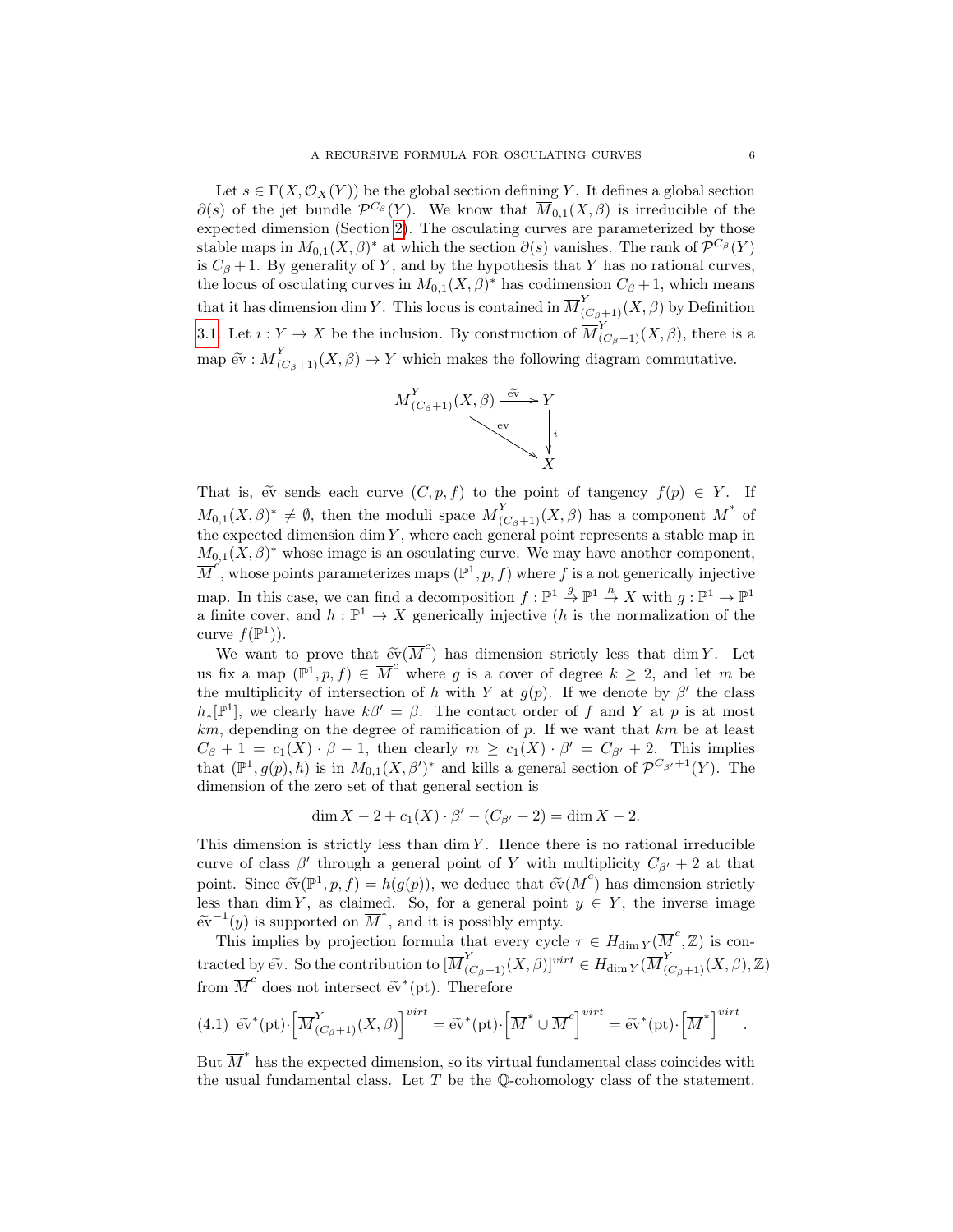Let $s \in \Gamma(X, \mathcal{O}_X(Y))$ be the global section defining $Y$. It defines a global section $\partial(s)$ of the jet bundle $\mathcal{P}^{C_\beta}(Y)$. We know that $\overline{M}_{0,1}(X,\beta)$ is irreducible of the expected dimension (Section 2). The osculating curves are parameterized by those stable maps in $M_{0,1}(X,\beta)^*$ at which the section $\partial(s)$ vanishes. The rank of $\mathcal{P}^{C_\beta}(Y)$ is $C_\beta + 1$. By generality of $Y$, and by the hypothesis that $Y$ has no rational curves, the locus of osculating curves in $M_{0,1}(X,\beta)^*$ has codimension $C_\beta + 1$, which means that it has dimension $\dim Y$. This locus is contained in $\overline{M}^Y_{(C_\beta+1)}(X,\beta)$ by Definition 3.1. Let $i : Y \to X$ be the inclusion. By construction of $\overline{M}^Y_{(C_\beta+1)}(X,\beta)$, there is a map $\widetilde{\text{ev}} : \overline{M}^Y_{(C_\beta+1)}(X,\beta) \to Y$ which makes the following diagram commutative.

$$\begin{array}{ccc} \overline{M}^Y_{(C_\beta+1)}(X,\beta) & \xrightarrow{\widetilde{\text{ev}}} & Y \\ & \searrow^{\text{ev}} & \downarrow i \\ & & X \end{array}$$

That is, $\widetilde{\text{ev}}$ sends each curve $(C, p, f)$ to the point of tangency $f(p) \in Y$. If $M_{0,1}(X,\beta)^* \neq \emptyset$, then the moduli space $\overline{M}^Y_{(C_\beta+1)}(X,\beta)$ has a component $\overline{M}^*$ of the expected dimension $\dim Y$, where each general point represents a stable map in $M_{0,1}(X,\beta)^*$ whose image is an osculating curve. We may have another component, $\overline{M}^c$, whose points parameterizes maps $(\mathbb{P}^1, p, f)$ where $f$ is a not generically injective map. In this case, we can find a decomposition $f : \mathbb{P}^1 \xrightarrow{g} \mathbb{P}^1 \xrightarrow{h} X$ with $g : \mathbb{P}^1 \to \mathbb{P}^1$ a finite cover, and $h : \mathbb{P}^1 \to X$ generically injective ($h$ is the normalization of the curve $f(\mathbb{P}^1)$).

We want to prove that $\widetilde{\text{ev}}(\overline{M}^c)$ has dimension strictly less that $\dim Y$. Let us fix a map $(\mathbb{P}^1, p, f) \in \overline{M}^c$ where $g$ is a cover of degree $k \geq 2$, and let $m$ be the multiplicity of intersection of $h$ with $Y$ at $g(p)$. If we denote by $\beta'$ the class $h_*[\mathbb{P}^1]$, we clearly have $k\beta' = \beta$. The contact order of $f$ and $Y$ at $p$ is at most $km$, depending on the degree of ramification of $p$. If we want that $km$ be at least $C_\beta + 1 = c_1(X)\cdot\beta - 1$, then clearly $m \geq c_1(X)\cdot\beta' = C_{\beta'} + 2$. This implies that $(\mathbb{P}^1, g(p), h)$ is in $M_{0,1}(X,\beta')^*$ and kills a general section of $\mathcal{P}^{C_{\beta'}+1}(Y)$. The dimension of the zero set of that general section is

$$\dim X - 2 + c_1(X)\cdot\beta' - (C_{\beta'} + 2) = \dim X - 2.$$

This dimension is strictly less than $\dim Y$. Hence there is no rational irreducible curve of class $\beta'$ through a general point of $Y$ with multiplicity $C_{\beta'} + 2$ at that point. Since $\widetilde{\text{ev}}(\mathbb{P}^1, p, f) = h(g(p))$, we deduce that $\widetilde{\text{ev}}(\overline{M}^c)$ has dimension strictly less than $\dim Y$, as claimed. So, for a general point $y \in Y$, the inverse image $\widetilde{\text{ev}}^{-1}(y)$ is supported on $\overline{M}^*$, and it is possibly empty.

This implies by projection formula that every cycle $\tau \in H_{\dim Y}(\overline{M}^c, \mathbb{Z})$ is contracted by $\widetilde{\text{ev}}$. So the contribution to $[\overline{M}^Y_{(C_\beta+1)}(X,\beta)]^{virt} \in H_{\dim Y}(\overline{M}^Y_{(C_\beta+1)}(X,\beta), \mathbb{Z})$ from $\overline{M}^c$ does not intersect $\widetilde{\text{ev}}^*(\text{pt})$. Therefore

$$\widetilde{\text{ev}}^*(\text{pt})\cdot\left[\overline{M}^Y_{(C_\beta+1)}(X,\beta)\right]^{virt} = \widetilde{\text{ev}}^*(\text{pt})\cdot\left[\overline{M}^* \cup \overline{M}^c\right]^{virt} = \widetilde{\text{ev}}^*(\text{pt})\cdot\left[\overline{M}^*\right]^{virt}. \tag{4.1}$$

But $\overline{M}^*$ has the expected dimension, so its virtual fundamental class coincides with the usual fundamental class. Let $T$ be the $\mathbb{Q}$-cohomology class of the statement.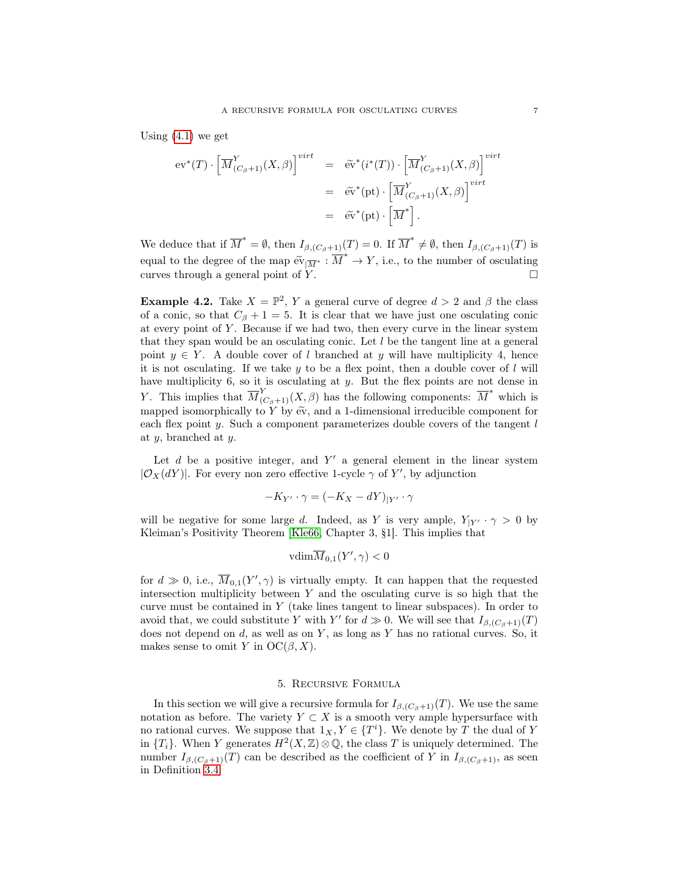Using (4.1) we get

$$
\begin{aligned}
\mathrm{ev}^*(T) \cdot \left[\overline{M}^{Y}_{(C_\beta+1)}(X,\beta)\right]^{virt} &= \widetilde{\mathrm{ev}}^*(i^*(T)) \cdot \left[\overline{M}^{Y}_{(C_\beta+1)}(X,\beta)\right]^{virt} \\
&= \widetilde{\mathrm{ev}}^*(\mathrm{pt}) \cdot \left[\overline{M}^{Y}_{(C_\beta+1)}(X,\beta)\right]^{virt} \\
&= \widetilde{\mathrm{ev}}^*(\mathrm{pt}) \cdot \left[\overline{M}^{*}\right].
\end{aligned}
$$

We deduce that if $\overline{M}^* = \emptyset$, then $I_{\beta,(C_\beta+1)}(T) = 0$. If $\overline{M}^* \neq \emptyset$, then $I_{\beta,(C_\beta+1)}(T)$ is equal to the degree of the map $\widetilde{\mathrm{ev}}_{|\overline{M}^*} : \overline{M}^* \to Y$, i.e., to the number of osculating curves through a general point of $Y$. $\square$

**Example 4.2.** Take $X = \mathbb{P}^2$, $Y$ a general curve of degree $d > 2$ and $\beta$ the class of a conic, so that $C_\beta + 1 = 5$. It is clear that we have just one osculating conic at every point of $Y$. Because if we had two, then every curve in the linear system that they span would be an osculating conic. Let $l$ be the tangent line at a general point $y \in Y$. A double cover of $l$ branched at $y$ will have multiplicity 4, hence it is not osculating. If we take $y$ to be a flex point, then a double cover of $l$ will have multiplicity 6, so it is osculating at $y$. But the flex points are not dense in $Y$. This implies that $\overline{M}^{Y}_{(C_\beta+1)}(X,\beta)$ has the following components: $\overline{M}^*$ which is mapped isomorphically to $Y$ by $\widetilde{\mathrm{ev}}$, and a 1-dimensional irreducible component for each flex point $y$. Such a component parameterizes double covers of the tangent $l$ at $y$, branched at $y$.

Let $d$ be a positive integer, and $Y'$ a general element in the linear system $|\mathcal{O}_X(dY)|$. For every non zero effective 1-cycle $\gamma$ of $Y'$, by adjunction

$$
-K_{Y'} \cdot \gamma = (-K_X - dY)_{|Y'} \cdot \gamma
$$

will be negative for some large $d$. Indeed, as $Y$ is very ample, $Y_{|Y'} \cdot \gamma > 0$ by Kleiman's Positivity Theorem [Kle66, Chapter 3, §1]. This implies that

$$
\mathrm{vdim}\overline{M}_{0,1}(Y', \gamma) < 0
$$

for $d \gg 0$, i.e., $\overline{M}_{0,1}(Y', \gamma)$ is virtually empty. It can happen that the requested intersection multiplicity between $Y$ and the osculating curve is so high that the curve must be contained in $Y$ (take lines tangent to linear subspaces). In order to avoid that, we could substitute $Y$ with $Y'$ for $d \gg 0$. We will see that $I_{\beta,(C_\beta+1)}(T)$ does not depend on $d$, as well as on $Y$, as long as $Y$ has no rational curves. So, it makes sense to omit $Y$ in $\mathrm{OC}(\beta, X)$.

## 5. Recursive Formula

In this section we will give a recursive formula for $I_{\beta,(C_\beta+1)}(T)$. We use the same notation as before. The variety $Y \subset X$ is a smooth very ample hypersurface with no rational curves. We suppose that $1_X, Y \in \{T^i\}$. We denote by $T$ the dual of $Y$ in $\{T_i\}$. When $Y$ generates $H^2(X,\mathbb{Z}) \otimes \mathbb{Q}$, the class $T$ is uniquely determined. The number $I_{\beta,(C_\beta+1)}(T)$ can be described as the coefficient of $Y$ in $I_{\beta,(C_\beta+1)}$, as seen in Definition 3.4.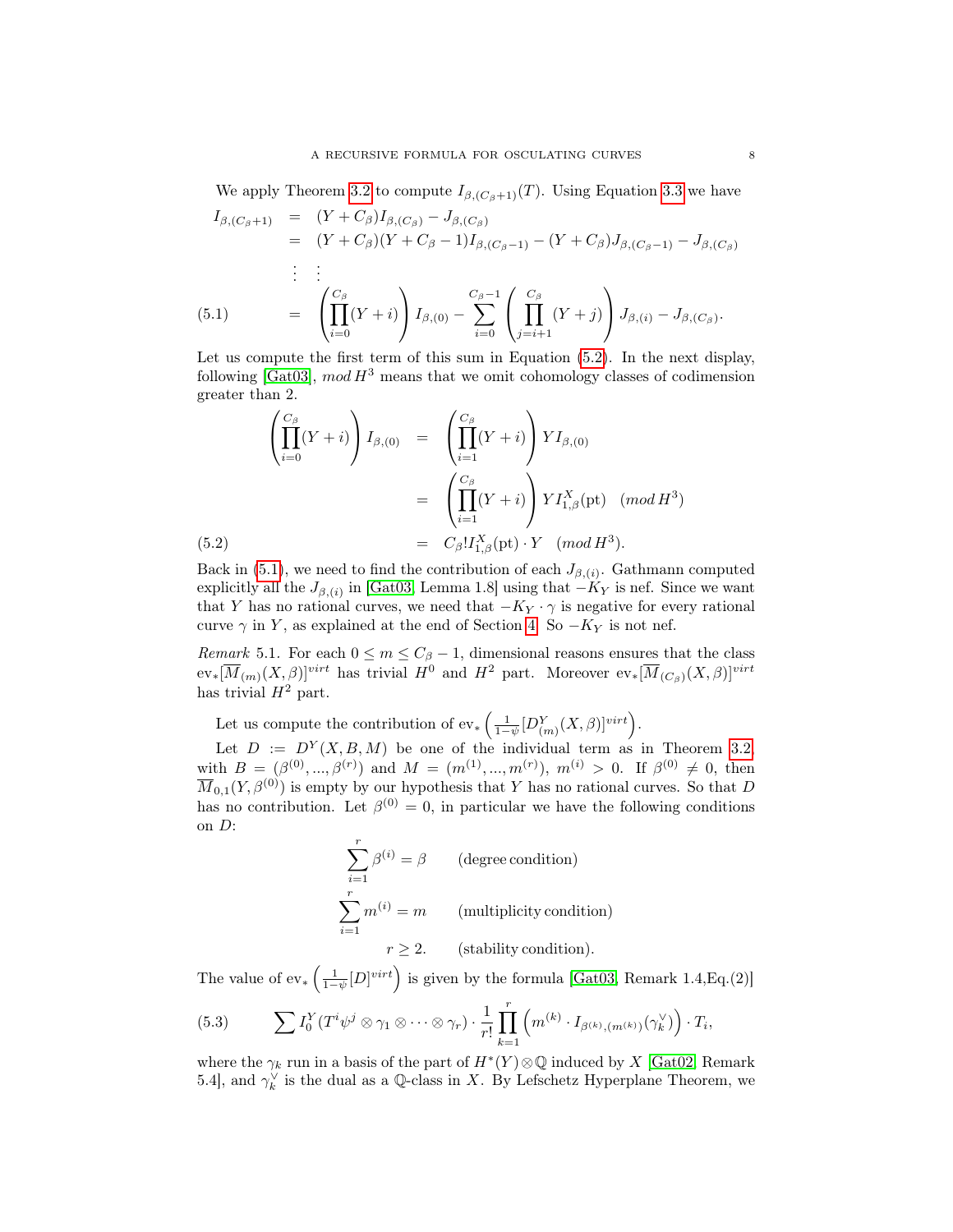We apply Theorem 3.2 to compute $I_{\beta,(C_\beta+1)}(T)$. Using Equation 3.3 we have

$$
\begin{aligned}
I_{\beta,(C_\beta+1)} &= (Y+C_\beta)I_{\beta,(C_\beta)} - J_{\beta,(C_\beta)} \\
&= (Y+C_\beta)(Y+C_\beta-1)I_{\beta,(C_\beta-1)} - (Y+C_\beta)J_{\beta,(C_\beta-1)} - J_{\beta,(C_\beta)} \\
&\vdots \quad \vdots \\
&= \left(\prod_{i=0}^{C_\beta}(Y+i)\right) I_{\beta,(0)} - \sum_{i=0}^{C_\beta-1}\left(\prod_{j=i+1}^{C_\beta}(Y+j)\right) J_{\beta,(i)} - J_{\beta,(C_\beta)}.
\end{aligned} \tag{5.1}
$$

Let us compute the first term of this sum in Equation (5.2). In the next display, following [Gat03], $mod\, H^3$ means that we omit cohomology classes of codimension greater than 2.

$$
\begin{aligned}
\left(\prod_{i=0}^{C_\beta}(Y+i)\right) I_{\beta,(0)} &= \left(\prod_{i=1}^{C_\beta}(Y+i)\right) Y I_{\beta,(0)} \\
&= \left(\prod_{i=1}^{C_\beta}(Y+i)\right) Y I^X_{1,\beta}(\mathrm{pt}) \quad (mod\, H^3) \\
&= C_\beta! I^X_{1,\beta}(\mathrm{pt}) \cdot Y \quad (mod\, H^3).
\end{aligned} \tag{5.2}
$$

Back in (5.1), we need to find the contribution of each $J_{\beta,(i)}$. Gathmann computed explicitly all the $J_{\beta,(i)}$ in [Gat03, Lemma 1.8] using that $-K_Y$ is nef. Since we want that $Y$ has no rational curves, we need that $-K_Y \cdot \gamma$ is negative for every rational curve $\gamma$ in $Y$, as explained at the end of Section 4. So $-K_Y$ is not nef.

*Remark* 5.1. For each $0 \leq m \leq C_\beta - 1$, dimensional reasons ensures that the class $\mathrm{ev}_*[\overline{M}_{(m)}(X,\beta)]^{virt}$ has trivial $H^0$ and $H^2$ part. Moreover $\mathrm{ev}_*[\overline{M}_{(C_\beta)}(X,\beta)]^{virt}$ has trivial $H^2$ part.

Let us compute the contribution of $\mathrm{ev}_*\left(\frac{1}{1-\psi}[D^Y_{(m)}(X,\beta)]^{virt}\right)$.

Let $D := D^Y(X,B,M)$ be one of the individual term as in Theorem 3.2, with $B = (\beta^{(0)},...,\beta^{(r)})$ and $M = (m^{(1)},...,m^{(r)})$, $m^{(i)} > 0$. If $\beta^{(0)} \neq 0$, then $\overline{M}_{0,1}(Y,\beta^{(0)})$ is empty by our hypothesis that $Y$ has no rational curves. So that $D$ has no contribution. Let $\beta^{(0)} = 0$, in particular we have the following conditions on $D$:

$$
\begin{aligned}
\sum_{i=1}^{r}\beta^{(i)} &= \beta \qquad \text{(degree condition)} \\
\sum_{i=1}^{r} m^{(i)} &= m \qquad \text{(multiplicity condition)} \\
r &\geq 2. \qquad \text{(stability condition)}.
\end{aligned}
$$

The value of $\mathrm{ev}_*\left(\frac{1}{1-\psi}[D]^{virt}\right)$ is given by the formula [Gat03, Remark 1.4,Eq.(2)]

$$
\sum I^Y_0(T^i\psi^j \otimes \gamma_1 \otimes \cdots \otimes \gamma_r) \cdot \frac{1}{r!}\prod_{k=1}^{r}\left(m^{(k)} \cdot I_{\beta^{(k)},(m^{(k)})}(\gamma_k^\vee)\right) \cdot T_i, \tag{5.3}
$$

where the $\gamma_k$ run in a basis of the part of $H^*(Y)\otimes\mathbb{Q}$ induced by $X$ [Gat02, Remark 5.4], and $\gamma_k^\vee$ is the dual as a $\mathbb{Q}$-class in $X$. By Lefschetz Hyperplane Theorem, we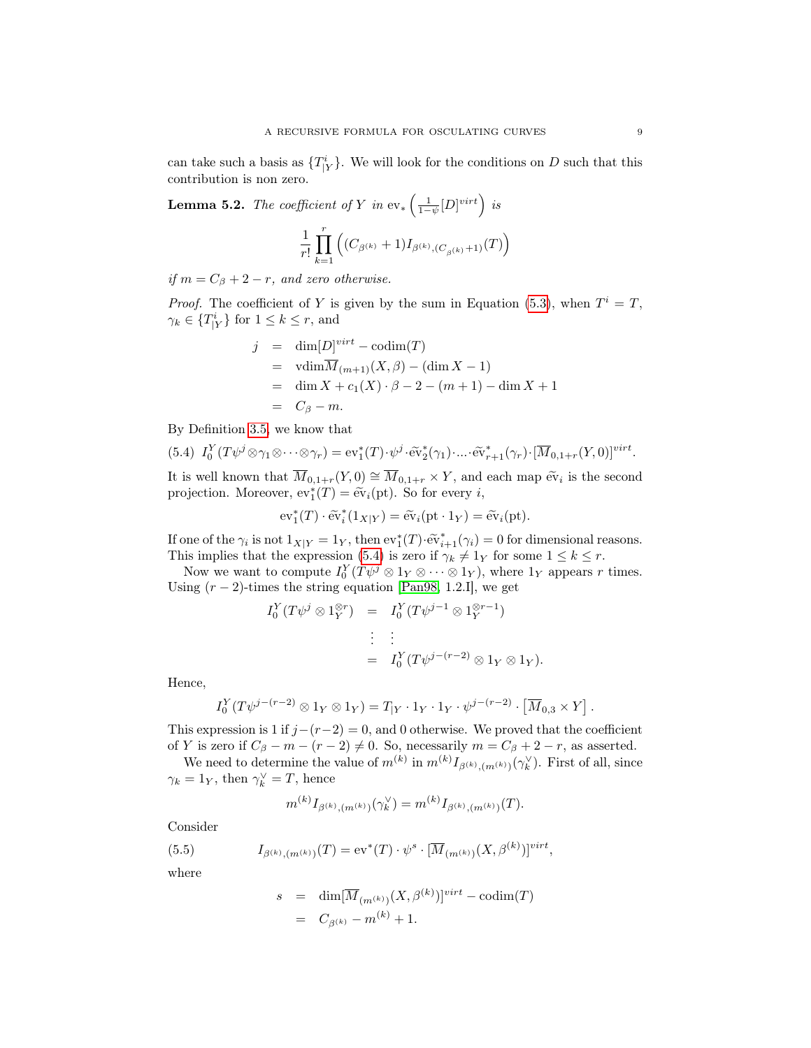can take such a basis as $\{T^i_{|Y}\}$. We will look for the conditions on $D$ such that this contribution is non zero.

**Lemma 5.2.** *The coefficient of $Y$ in $\mathrm{ev}_*\left(\frac{1}{1-\psi}[D]^{virt}\right)$ is*

$$\frac{1}{r!}\prod_{k=1}^{r}\Big((C_{\beta^{(k)}}+1)I_{\beta^{(k)},(C_{\beta^{(k)}}+1)}(T)\Big)$$

*if $m = C_\beta + 2 - r$, and zero otherwise.*

*Proof.* The coefficient of $Y$ is given by the sum in Equation (5.3), when $T^i = T$, $\gamma_k \in \{T^i_{|Y}\}$ for $1 \le k \le r$, and

$$\begin{aligned} j &= \dim[D]^{virt} - \mathrm{codim}(T) \\ &= \mathrm{vdim}\overline{M}_{(m+1)}(X,\beta) - (\dim X - 1) \\ &= \dim X + c_1(X)\cdot\beta - 2 - (m+1) - \dim X + 1 \\ &= C_\beta - m. \end{aligned}$$

By Definition 3.5, we know that

$$I^Y_0(T\psi^j\otimes\gamma_1\otimes\cdots\otimes\gamma_r) = \mathrm{ev}_1^*(T)\cdot\psi^j\cdot\widetilde{\mathrm{ev}}_2^*(\gamma_1)\cdot\ldots\cdot\widetilde{\mathrm{ev}}^*_{r+1}(\gamma_r)\cdot[\overline{M}_{0,1+r}(Y,0)]^{virt}. \tag{5.4}$$

It is well known that $\overline{M}_{0,1+r}(Y,0)\cong\overline{M}_{0,1+r}\times Y$, and each map $\widetilde{\mathrm{ev}}_i$ is the second projection. Moreover, $\mathrm{ev}_1^*(T) = \widetilde{\mathrm{ev}}_i(\mathrm{pt})$. So for every $i$,

$$\mathrm{ev}_1^*(T)\cdot\widetilde{\mathrm{ev}}_i^*(1_{X|Y}) = \widetilde{\mathrm{ev}}_i(\mathrm{pt}\cdot 1_Y) = \widetilde{\mathrm{ev}}_i(\mathrm{pt}).$$

If one of the $\gamma_i$ is not $1_{X|Y} = 1_Y$, then $\mathrm{ev}_1^*(T)\cdot\widetilde{\mathrm{ev}}^*_{i+1}(\gamma_i) = 0$ for dimensional reasons. This implies that the expression (5.4) is zero if $\gamma_k \neq 1_Y$ for some $1 \le k \le r$.

Now we want to compute $I^Y_0(T\psi^j\otimes 1_Y\otimes\cdots\otimes 1_Y)$, where $1_Y$ appears $r$ times. Using $(r-2)$-times the string equation [Pan98, 1.2.I], we get

$$\begin{aligned} I^Y_0(T\psi^j\otimes 1_Y^{\otimes r}) &= I^Y_0(T\psi^{j-1}\otimes 1_Y^{\otimes r-1}) \\ &\ \vdots\quad \vdots \\ &= I^Y_0(T\psi^{j-(r-2)}\otimes 1_Y\otimes 1_Y). \end{aligned}$$

Hence,

$$I^Y_0(T\psi^{j-(r-2)}\otimes 1_Y\otimes 1_Y) = T_{|Y}\cdot 1_Y\cdot 1_Y\cdot\psi^{j-(r-2)}\cdot\left[\overline{M}_{0,3}\times Y\right].$$

This expression is 1 if $j-(r-2) = 0$, and 0 otherwise. We proved that the coefficient of $Y$ is zero if $C_\beta - m - (r-2) \neq 0$. So, necessarily $m = C_\beta + 2 - r$, as asserted.

We need to determine the value of $m^{(k)}$ in $m^{(k)}I_{\beta^{(k)},(m^{(k)})}(\gamma_k^\vee)$. First of all, since $\gamma_k = 1_Y$, then $\gamma_k^\vee = T$, hence

$$m^{(k)}I_{\beta^{(k)},(m^{(k)})}(\gamma_k^\vee) = m^{(k)}I_{\beta^{(k)},(m^{(k)})}(T).$$

Consider

$$I_{\beta^{(k)},(m^{(k)})}(T) = \mathrm{ev}^*(T)\cdot\psi^s\cdot[\overline{M}_{(m^{(k)})}(X,\beta^{(k)})]^{virt}, \tag{5.5}$$

where

$$\begin{aligned} s &= \dim[\overline{M}_{(m^{(k)})}(X,\beta^{(k)})]^{virt} - \mathrm{codim}(T) \\ &= C_{\beta^{(k)}} - m^{(k)} + 1. \end{aligned}$$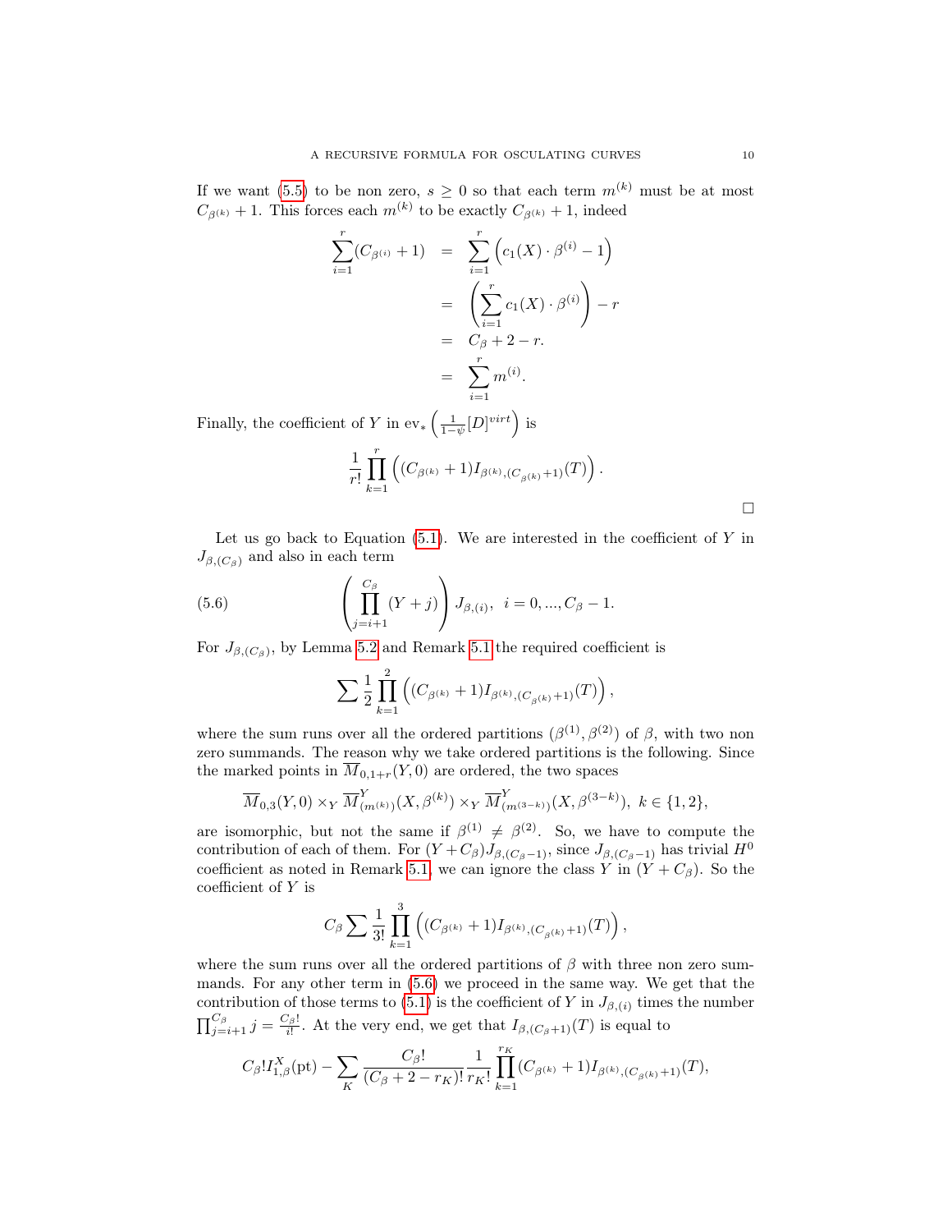If we want (5.5) to be non zero, $s \geq 0$ so that each term $m^{(k)}$ must be at most $C_{\beta^{(k)}} + 1$. This forces each $m^{(k)}$ to be exactly $C_{\beta^{(k)}} + 1$, indeed

$$
\begin{aligned}
\sum_{i=1}^{r} (C_{\beta^{(i)}} + 1) &= \sum_{i=1}^{r} \left( c_1(X) \cdot \beta^{(i)} - 1 \right) \\
&= \left( \sum_{i=1}^{r} c_1(X) \cdot \beta^{(i)} \right) - r \\
&= C_\beta + 2 - r. \\
&= \sum_{i=1}^{r} m^{(i)}.
\end{aligned}
$$

Finally, the coefficient of $Y$ in $\mathrm{ev}_* \left( \frac{1}{1-\psi} [D]^{virt} \right)$ is

$$
\frac{1}{r!} \prod_{k=1}^{r} \left( (C_{\beta^{(k)}} + 1) I_{\beta^{(k)}, (C_{\beta^{(k)}}+1)}(T) \right).
$$

□

Let us go back to Equation (5.1). We are interested in the coefficient of $Y$ in $J_{\beta,(C_\beta)}$ and also in each term

$$
\left( \prod_{j=i+1}^{C_\beta} (Y + j) \right) J_{\beta,(i)}, \quad i = 0, ..., C_\beta - 1. \tag{5.6}
$$

For $J_{\beta,(C_\beta)}$, by Lemma 5.2 and Remark 5.1 the required coefficient is

$$
\sum \frac{1}{2} \prod_{k=1}^{2} \left( (C_{\beta^{(k)}} + 1) I_{\beta^{(k)}, (C_{\beta^{(k)}}+1)}(T) \right),
$$

where the sum runs over all the ordered partitions $(\beta^{(1)}, \beta^{(2)})$ of $\beta$, with two non zero summands. The reason why we take ordered partitions is the following. Since the marked points in $\overline{M}_{0,1+r}(Y, 0)$ are ordered, the two spaces

$$
\overline{M}_{0,3}(Y, 0) \times_Y \overline{M}^Y_{(m^{(k)})}(X, \beta^{(k)}) \times_Y \overline{M}^Y_{(m^{(3-k)})}(X, \beta^{(3-k)}), \; k \in \{1, 2\},
$$

are isomorphic, but not the same if $\beta^{(1)} \neq \beta^{(2)}$. So, we have to compute the contribution of each of them. For $(Y + C_\beta) J_{\beta,(C_\beta - 1)}$, since $J_{\beta,(C_\beta-1)}$ has trivial $H^0$ coefficient as noted in Remark 5.1, we can ignore the class $Y$ in $(Y + C_\beta)$. So the coefficient of $Y$ is

$$
C_\beta \sum \frac{1}{3!} \prod_{k=1}^{3} \left( (C_{\beta^{(k)}} + 1) I_{\beta^{(k)}, (C_{\beta^{(k)}}+1)}(T) \right),
$$

where the sum runs over all the ordered partitions of $\beta$ with three non zero summands. For any other term in (5.6) we proceed in the same way. We get that the contribution of those terms to (5.1) is the coefficient of $Y$ in $J_{\beta,(i)}$ times the number $\prod_{j=i+1}^{C_\beta} j = \frac{C_\beta!}{i!}$. At the very end, we get that $I_{\beta,(C_\beta+1)}(T)$ is equal to

$$
C_\beta! I^X_{1,\beta}(\mathrm{pt}) - \sum_K \frac{C_\beta!}{(C_\beta + 2 - r_K)!} \frac{1}{r_K!} \prod_{k=1}^{r_K} (C_{\beta^{(k)}} + 1) I_{\beta^{(k)}, (C_{\beta^{(k)}}+1)}(T),
$$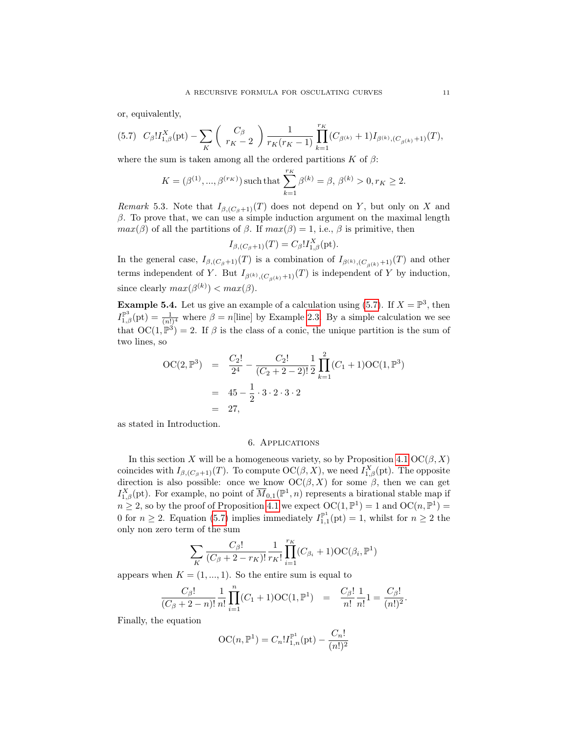or, equivalently,

$$
(5.7)\quad C_\beta! I^X_{1,\beta}(\mathrm{pt}) - \sum_K \binom{C_\beta}{r_K - 2} \frac{1}{r_K(r_K-1)} \prod_{k=1}^{r_K} (C_{\beta^{(k)}} + 1) I_{\beta^{(k)},(C_{\beta^{(k)}}+1)}(T),
$$

where the sum is taken among all the ordered partitions $K$ of $\beta$:

$$
K = (\beta^{(1)}, ..., \beta^{(r_K)}) \,\text{such that}\, \sum_{k=1}^{r_K} \beta^{(k)} = \beta,\ \beta^{(k)} > 0, r_K \geq 2.
$$

*Remark* 5.3. Note that $I_{\beta,(C_\beta+1)}(T)$ does not depend on $Y$, but only on $X$ and $\beta$. To prove that, we can use a simple induction argument on the maximal length $max(\beta)$ of all the partitions of $\beta$. If $max(\beta) = 1$, i.e., $\beta$ is primitive, then

$$
I_{\beta,(C_\beta+1)}(T) = C_\beta! I^X_{1,\beta}(\mathrm{pt}).
$$

In the general case, $I_{\beta,(C_\beta+1)}(T)$ is a combination of $I_{\beta^{(k)},(C_{\beta^{(k)}}+1)}(T)$ and other terms independent of $Y$. But $I_{\beta^{(k)},(C_{\beta^{(k)}}+1)}(T)$ is independent of $Y$ by induction, since clearly $max(\beta^{(k)}) < max(\beta)$.

**Example 5.4.** Let us give an example of a calculation using (5.7). If $X = \mathbb{P}^3$, then $I^{\mathbb{P}^3}_{1,\beta}(\mathrm{pt}) = \frac{1}{(n!)^4}$ where $\beta = n[\text{line}]$ by Example 2.3. By a simple calculation we see that $\mathrm{OC}(1, \mathbb{P}^3) = 2$. If $\beta$ is the class of a conic, the unique partition is the sum of two lines, so

$$
\begin{aligned}
\mathrm{OC}(2, \mathbb{P}^3) &= \frac{C_2!}{2^4} - \frac{C_2!}{(C_2+2-2)!} \frac{1}{2} \prod_{k=1}^{2} (C_1+1)\mathrm{OC}(1, \mathbb{P}^3) \\
&= 45 - \frac{1}{2} \cdot 3 \cdot 2 \cdot 3 \cdot 2 \\
&= 27,
\end{aligned}
$$

as stated in Introduction.

## 6. Applications

In this section $X$ will be a homogeneous variety, so by Proposition 4.1 $\mathrm{OC}(\beta, X)$ coincides with $I_{\beta,(C_\beta+1)}(T)$. To compute $\mathrm{OC}(\beta, X)$, we need $I^X_{1,\beta}(\mathrm{pt})$. The opposite direction is also possible: once we know $\mathrm{OC}(\beta, X)$ for some $\beta$, then we can get $I^X_{1,\beta}(\mathrm{pt})$. For example, no point of $\overline{M}_{0,1}(\mathbb{P}^1, n)$ represents a birational stable map if $n \geq 2$, so by the proof of Proposition 4.1 we expect $\mathrm{OC}(1, \mathbb{P}^1) = 1$ and $\mathrm{OC}(n, \mathbb{P}^1) = 0$ for $n \geq 2$. Equation (5.7) implies immediately $I^{\mathbb{P}^1}_{1,1}(\mathrm{pt}) = 1$, whilst for $n \geq 2$ the only non zero term of the sum

$$
\sum_K \frac{C_\beta!}{(C_\beta+2-r_K)!} \frac{1}{r_K!} \prod_{i=1}^{r_K} (C_{\beta_i}+1)\mathrm{OC}(\beta_i, \mathbb{P}^1)
$$

appears when $K = (1, ..., 1)$. So the entire sum is equal to

$$
\frac{C_\beta!}{(C_\beta+2-n)!} \frac{1}{n!} \prod_{i=1}^{n} (C_1+1)\mathrm{OC}(1, \mathbb{P}^1) \quad = \quad \frac{C_\beta!}{n!} \frac{1}{n!} 1 = \frac{C_\beta!}{(n!)^2}.
$$

Finally, the equation

$$
\mathrm{OC}(n, \mathbb{P}^1) = C_n! I^{\mathbb{P}^1}_{1,n}(\mathrm{pt}) - \frac{C_n!}{(n!)^2}
$$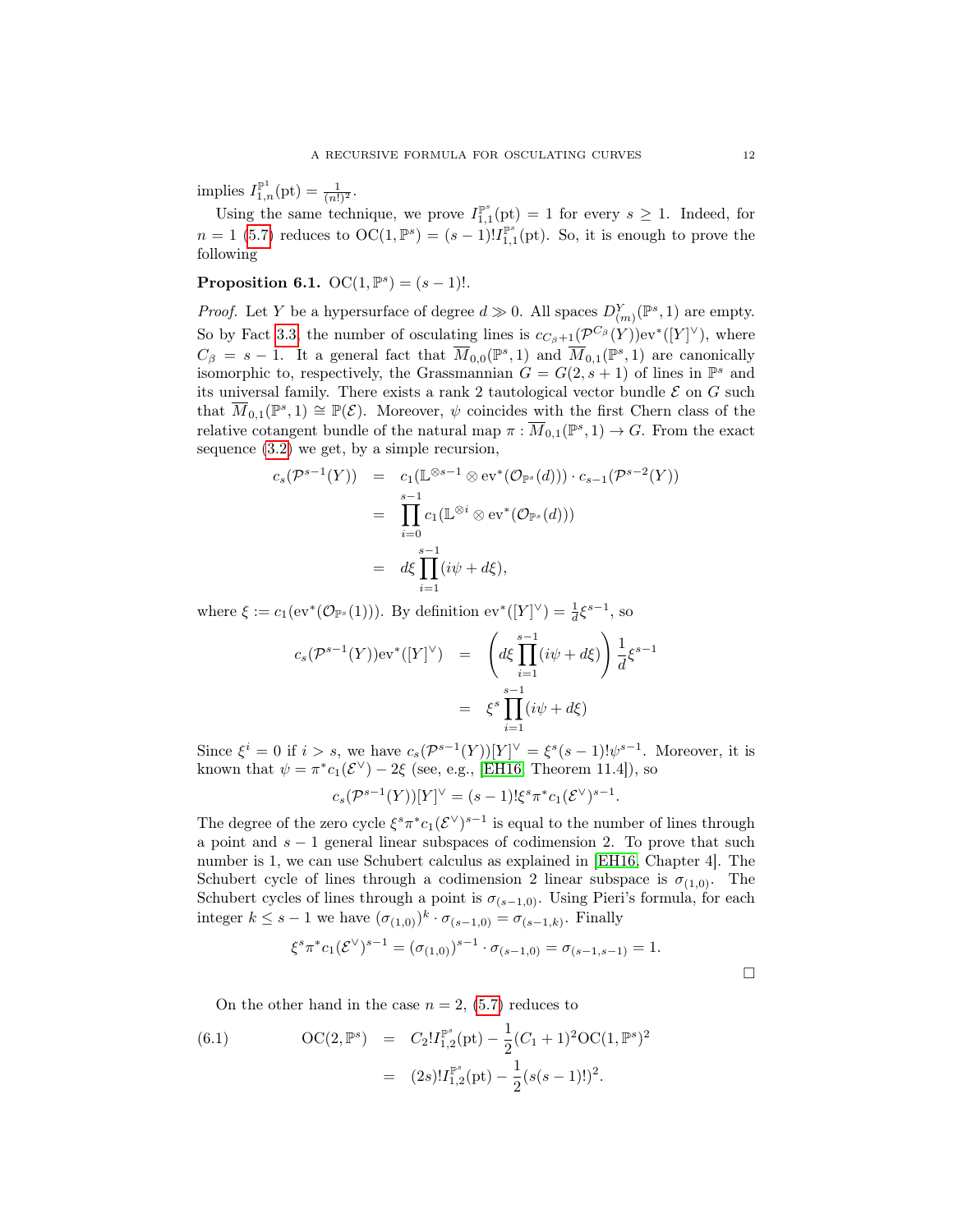implies $I^{\mathbb{P}^1}_{1,n}(\mathrm{pt}) = \frac{1}{(n!)^2}$.

Using the same technique, we prove $I^{\mathbb{P}^s}_{1,1}(\mathrm{pt}) = 1$ for every $s \geq 1$. Indeed, for $n = 1$ (5.7) reduces to $\mathrm{OC}(1, \mathbb{P}^s) = (s-1)! I^{\mathbb{P}^s}_{1,1}(\mathrm{pt})$. So, it is enough to prove the following

**Proposition 6.1.** $\mathrm{OC}(1, \mathbb{P}^s) = (s-1)!$.

*Proof.* Let $Y$ be a hypersurface of degree $d \gg 0$. All spaces $D^Y_{(m)}(\mathbb{P}^s, 1)$ are empty. So by Fact 3.3, the number of osculating lines is $c_{C_\beta+1}(\mathcal{P}^{C_\beta}(Y))\mathrm{ev}^*([Y]^\vee)$, where $C_\beta = s-1$. It a general fact that $\overline{M}_{0,0}(\mathbb{P}^s, 1)$ and $\overline{M}_{0,1}(\mathbb{P}^s, 1)$ are canonically isomorphic to, respectively, the Grassmannian $G = G(2, s+1)$ of lines in $\mathbb{P}^s$ and its universal family. There exists a rank 2 tautological vector bundle $\mathcal{E}$ on $G$ such that $\overline{M}_{0,1}(\mathbb{P}^s, 1) \cong \mathbb{P}(\mathcal{E})$. Moreover, $\psi$ coincides with the first Chern class of the relative cotangent bundle of the natural map $\pi : \overline{M}_{0,1}(\mathbb{P}^s, 1) \to G$. From the exact sequence (3.2) we get, by a simple recursion,

$$
\begin{aligned}
c_s(\mathcal{P}^{s-1}(Y)) &= c_1(\mathbb{L}^{\otimes s-1} \otimes \mathrm{ev}^*(\mathcal{O}_{\mathbb{P}^s}(d))) \cdot c_{s-1}(\mathcal{P}^{s-2}(Y)) \\
&= \prod_{i=0}^{s-1} c_1(\mathbb{L}^{\otimes i} \otimes \mathrm{ev}^*(\mathcal{O}_{\mathbb{P}^s}(d))) \\
&= d\xi \prod_{i=1}^{s-1} (i\psi + d\xi),
\end{aligned}
$$

where $\xi := c_1(\mathrm{ev}^*(\mathcal{O}_{\mathbb{P}^s}(1)))$. By definition $\mathrm{ev}^*([Y]^\vee) = \frac{1}{d}\xi^{s-1}$, so

$$
\begin{aligned}
c_s(\mathcal{P}^{s-1}(Y))\mathrm{ev}^*([Y]^\vee) &= \left( d\xi \prod_{i=1}^{s-1} (i\psi + d\xi) \right) \frac{1}{d}\xi^{s-1} \\
&= \xi^s \prod_{i=1}^{s-1} (i\psi + d\xi)
\end{aligned}
$$

Since $\xi^i = 0$ if $i > s$, we have $c_s(\mathcal{P}^{s-1}(Y))[Y]^\vee = \xi^s (s-1)! \psi^{s-1}$. Moreover, it is known that $\psi = \pi^* c_1(\mathcal{E}^\vee) - 2\xi$ (see, e.g., [EH16, Theorem 11.4]), so

$$
c_s(\mathcal{P}^{s-1}(Y))[Y]^\vee = (s-1)! \xi^s \pi^* c_1(\mathcal{E}^\vee)^{s-1}.
$$

The degree of the zero cycle $\xi^s \pi^* c_1(\mathcal{E}^\vee)^{s-1}$ is equal to the number of lines through a point and $s-1$ general linear subspaces of codimension 2. To prove that such number is 1, we can use Schubert calculus as explained in [EH16, Chapter 4]. The Schubert cycle of lines through a codimension 2 linear subspace is $\sigma_{(1,0)}$. The Schubert cycles of lines through a point is $\sigma_{(s-1,0)}$. Using Pieri's formula, for each integer $k \leq s-1$ we have $(\sigma_{(1,0)})^k \cdot \sigma_{(s-1,0)} = \sigma_{(s-1,k)}$. Finally

$$
\xi^s \pi^* c_1(\mathcal{E}^\vee)^{s-1} = (\sigma_{(1,0)})^{s-1} \cdot \sigma_{(s-1,0)} = \sigma_{(s-1,s-1)} = 1.
$$

□

On the other hand in the case $n = 2$, (5.7) reduces to

$$
\begin{aligned}
\mathrm{OC}(2, \mathbb{P}^s) &= C_2! I^{\mathbb{P}^s}_{1,2}(\mathrm{pt}) - \frac{1}{2}(C_1 + 1)^2 \mathrm{OC}(1, \mathbb{P}^s)^2 \\
&= (2s)! I^{\mathbb{P}^s}_{1,2}(\mathrm{pt}) - \frac{1}{2}(s(s-1)!)^2.
\end{aligned}
\tag{6.1}
$$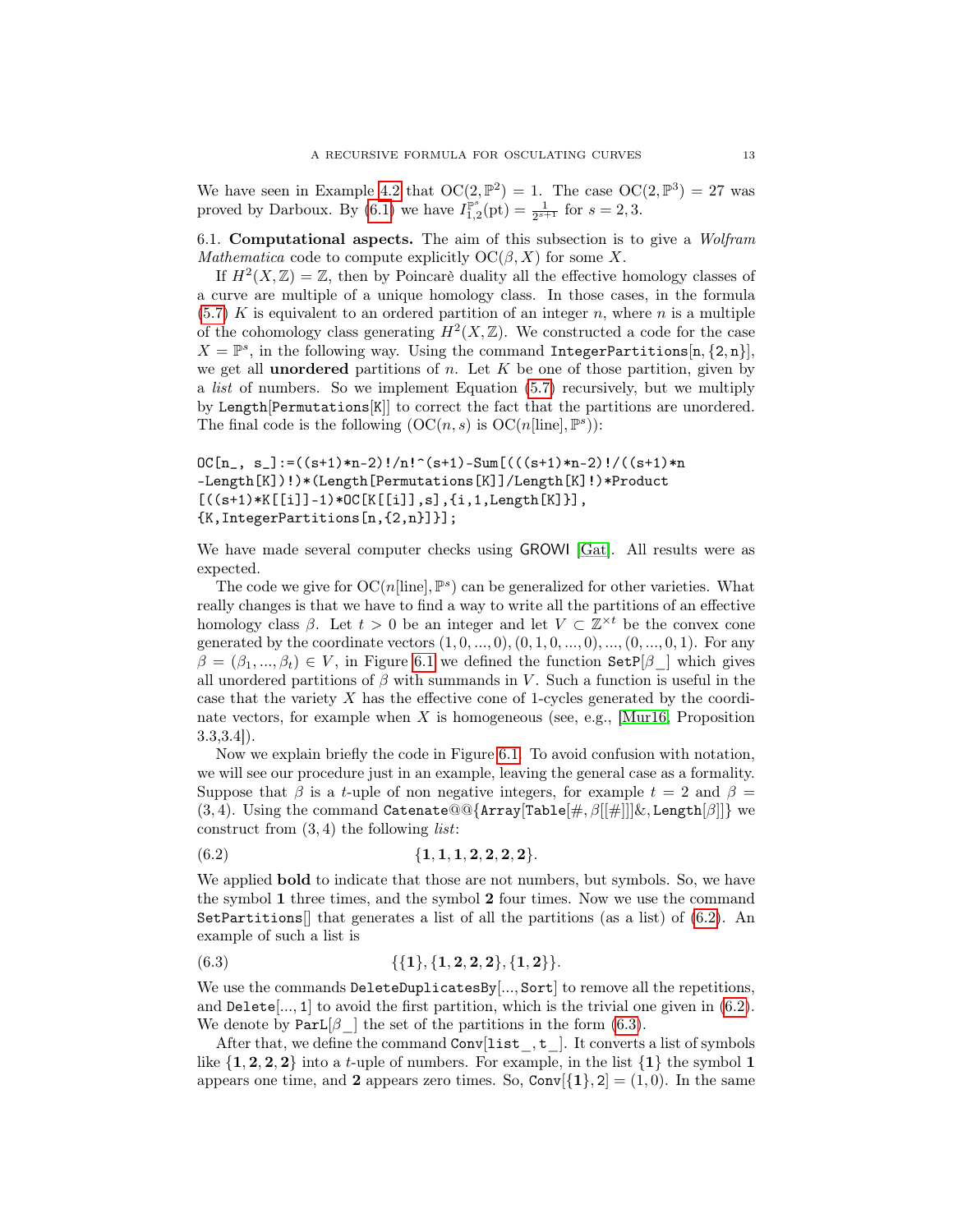We have seen in Example 4.2 that $\mathrm{OC}(2, \mathbb{P}^2) = 1$. The case $\mathrm{OC}(2, \mathbb{P}^3) = 27$ was proved by Darboux. By (6.1) we have $I^{\mathbb{P}^s}_{1,2}(\mathrm{pt}) = \frac{1}{2^{s+1}}$ for $s = 2, 3$.

6.1. **Computational aspects.** The aim of this subsection is to give a *Wolfram Mathematica* code to compute explicitly $\mathrm{OC}(\beta, X)$ for some $X$.

If $H^2(X, \mathbb{Z}) = \mathbb{Z}$, then by Poincarè duality all the effective homology classes of a curve are multiple of a unique homology class. In those cases, in the formula (5.7) $K$ is equivalent to an ordered partition of an integer $n$, where $n$ is a multiple of the cohomology class generating $H^2(X, \mathbb{Z})$. We constructed a code for the case $X = \mathbb{P}^s$, in the following way. Using the command `IntegerPartitions[n, {2, n}]`, we get all **unordered** partitions of $n$. Let $K$ be one of those partition, given by a *list* of numbers. So we implement Equation (5.7) recursively, but we multiply by `Length[Permutations[K]]` to correct the fact that the partitions are unordered. The final code is the following ($\mathrm{OC}(n, s)$ is $\mathrm{OC}(n[\mathrm{line}], \mathbb{P}^s)$):

```
OC[n_, s_]:=((s+1)*n-2)!/n!^(s+1)-Sum[(((s+1)*n-2)!/((s+1)*n
-Length[K])!)*(Length[Permutations[K]]/Length[K]!)*Product
[((s+1)*K[[i]]-1)*OC[K[[i]],s],{i,1,Length[K]}],
{K,IntegerPartitions[n,{2,n}]}];
```

We have made several computer checks using GROWI [Gat]. All results were as expected.

The code we give for $\mathrm{OC}(n[\mathrm{line}], \mathbb{P}^s)$ can be generalized for other varieties. What really changes is that we have to find a way to write all the partitions of an effective homology class $\beta$. Let $t > 0$ be an integer and let $V \subset \mathbb{Z}^{\times t}$ be the convex cone generated by the coordinate vectors $(1, 0, ..., 0), (0, 1, 0, ..., 0), ..., (0, ..., 0, 1)$. For any $\beta = (\beta_1, ..., \beta_t) \in V$, in Figure 6.1 we defined the function `SetP[β_]` which gives all unordered partitions of $\beta$ with summands in $V$. Such a function is useful in the case that the variety $X$ has the effective cone of 1-cycles generated by the coordinate vectors, for example when $X$ is homogeneous (see, e.g., [Mur16, Proposition 3.3,3.4]).

Now we explain briefly the code in Figure 6.1. To avoid confusion with notation, we will see our procedure just in an example, leaving the general case as a formality. Suppose that $\beta$ is a $t$-uple of non negative integers, for example $t = 2$ and $\beta = (3, 4)$. Using the command `Catenate@@{Array[Table[#, β[[#]]]&, Length[β]]}` we construct from $(3, 4)$ the following *list*:

$$\{\mathbf{1}, \mathbf{1}, \mathbf{1}, \mathbf{2}, \mathbf{2}, \mathbf{2}, \mathbf{2}\}. \tag{6.2}$$

We applied **bold** to indicate that those are not numbers, but symbols. So, we have the symbol $\mathbf{1}$ three times, and the symbol $\mathbf{2}$ four times. Now we use the command `SetPartitions[]` that generates a list of all the partitions (as a list) of (6.2). An example of such a list is

$$\{\{\mathbf{1}\}, \{\mathbf{1}, \mathbf{2}, \mathbf{2}, \mathbf{2}\}, \{\mathbf{1}, \mathbf{2}\}\}. \tag{6.3}$$

We use the commands `DeleteDuplicatesBy[..., Sort]` to remove all the repetitions, and `Delete[..., 1]` to avoid the first partition, which is the trivial one given in (6.2). We denote by `ParL[β_]` the set of the partitions in the form (6.3).

After that, we define the command `Conv[list_, t_]`. It converts a list of symbols like $\{\mathbf{1}, \mathbf{2}, \mathbf{2}, \mathbf{2}\}$ into a $t$-uple of numbers. For example, in the list $\{\mathbf{1}\}$ the symbol $\mathbf{1}$ appears one time, and $\mathbf{2}$ appears zero times. So, $\texttt{Conv}[\{\mathbf{1}\}, 2] = (1, 0)$. In the same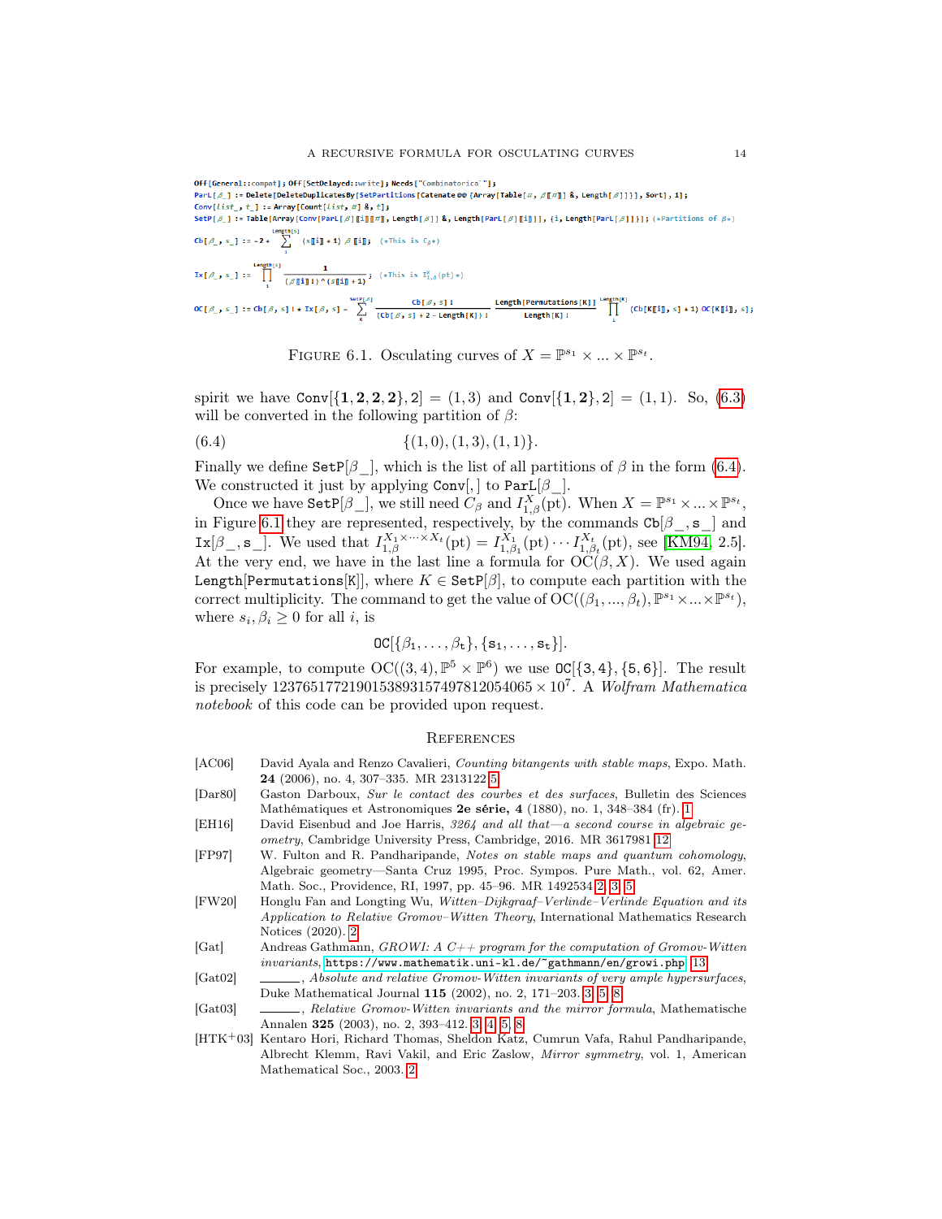```
Off[General::compat]; Off[SetDelayed::write]; Needs["Combinatorica`"];
ParL[β_] := Delete[DeleteDuplicatesBy[SetPartitions[Catenate @@ {Array[Table[#, β[[#]]] &, Length[β]]}], Sort], 1];
Conv[list_, t_] := Array[Count[list, #] &, t];
SetP[β_] := Table[Array[Conv[ParL[β][[i]][[#]], Length[β]] &, Length[ParL[β][[i]]]], {i, Length[ParL[β]]}]; (*Partitions of β*)

Cb[β_, s_] := -2 + Sum[(s[[i]] + 1) β[[i]], {i, Length[s]}]; (*This is C_β*)

Ix[β_, s_] := Product[1/((β[[i]]!)^(s[[i]] + 1)), {i, Length[s]}]; (*This is I^X_{1,β}(pt)*)

OC[β_, s_] := Cb[β, s]! * Ix[β, s] - Sum[Cb[β, s]!/(Cb[β, s] + 2 - Length[K])! * Length[Permutations[K]]/Length[K]! * Product[(Cb[K[[l]], s] + 1) OC[K[[l]], s], {l, Length[K]}], {K, SetP[β]}];
```

FIGURE 6.1. Osculating curves of $X = \mathbb{P}^{s_1} \times ... \times \mathbb{P}^{s_t}$.

spirit we have Conv[{**1**, **2**, **2**, **2**}, 2] = (1, 3) and Conv[{**1**, **2**}, 2] = (1, 1). So, (6.3) will be converted in the following partition of $\beta$:

$$\{(1,0),(1,3),(1,1)\}. \tag{6.4}$$

Finally we define SetP[$\beta$_], which is the list of all partitions of $\beta$ in the form (6.4). We constructed it just by applying Conv[,] to ParL[$\beta$_].

Once we have SetP[$\beta$_], we still need $C_\beta$ and $I^X_{1,\beta}(\text{pt})$. When $X = \mathbb{P}^{s_1} \times ... \times \mathbb{P}^{s_t}$, in Figure 6.1 they are represented, respectively, by the commands Cb[$\beta$_, s_] and Ix[$\beta$_, s_]. We used that $I^{X_1\times\cdots\times X_t}_{1,\beta}(\text{pt}) = I^{X_1}_{1,\beta_1}(\text{pt})\cdots I^{X_t}_{1,\beta_t}(\text{pt})$, see [KM94, 2.5]. At the very end, we have in the last line a formula for $\text{OC}(\beta, X)$. We used again Length[Permutations[K]], where $K \in$ SetP[$\beta$], to compute each partition with the correct multiplicity. The command to get the value of $\text{OC}((\beta_1, ..., \beta_t), \mathbb{P}^{s_1}\times ... \times \mathbb{P}^{s_t})$, where $s_i, \beta_i \geq 0$ for all $i$, is

$$\texttt{OC}[\{\beta_1, \ldots, \beta_t\}, \{s_1, \ldots, s_t\}].$$

For example, to compute $\text{OC}((3,4), \mathbb{P}^5 \times \mathbb{P}^6)$ we use OC[{3, 4}, {5, 6}]. The result is precisely $1237651772190153893157497812054065 \times 10^7$. A *Wolfram Mathematica notebook* of this code can be provided upon request.

## References

[AC06] David Ayala and Renzo Cavalieri, *Counting bitangents with stable maps*, Expo. Math. **24** (2006), no. 4, 307–335. MR 2313122 5

[Dar80] Gaston Darboux, *Sur le contact des courbes et des surfaces*, Bulletin des Sciences Mathématiques et Astronomiques **2e série, 4** (1880), no. 1, 348–384 (fr). 1

[EH16] David Eisenbud and Joe Harris, *3264 and all that—a second course in algebraic geometry*, Cambridge University Press, Cambridge, 2016. MR 3617981 12

[FP97] W. Fulton and R. Pandharipande, *Notes on stable maps and quantum cohomology*, Algebraic geometry—Santa Cruz 1995, Proc. Sympos. Pure Math., vol. 62, Amer. Math. Soc., Providence, RI, 1997, pp. 45–96. MR 1492534 2, 3, 5

[FW20] Honglu Fan and Longting Wu, *Witten–Dijkgraaf–Verlinde–Verlinde Equation and its Application to Relative Gromov–Witten Theory*, International Mathematics Research Notices (2020). 2

[Gat] Andreas Gathmann, *GROWI: A C++ program for the computation of Gromov-Witten invariants*, https://www.mathematik.uni-kl.de/~gathmann/en/growi.php. 13

[Gat02] ———, *Absolute and relative Gromov-Witten invariants of very ample hypersurfaces*, Duke Mathematical Journal **115** (2002), no. 2, 171–203. 3, 5, 8

[Gat03] ———, *Relative Gromov-Witten invariants and the mirror formula*, Mathematische Annalen **325** (2003), no. 2, 393–412. 3, 4, 5, 8

[HTK+03] Kentaro Hori, Richard Thomas, Sheldon Katz, Cumrun Vafa, Rahul Pandharipande, Albrecht Klemm, Ravi Vakil, and Eric Zaslow, *Mirror symmetry*, vol. 1, American Mathematical Soc., 2003. 2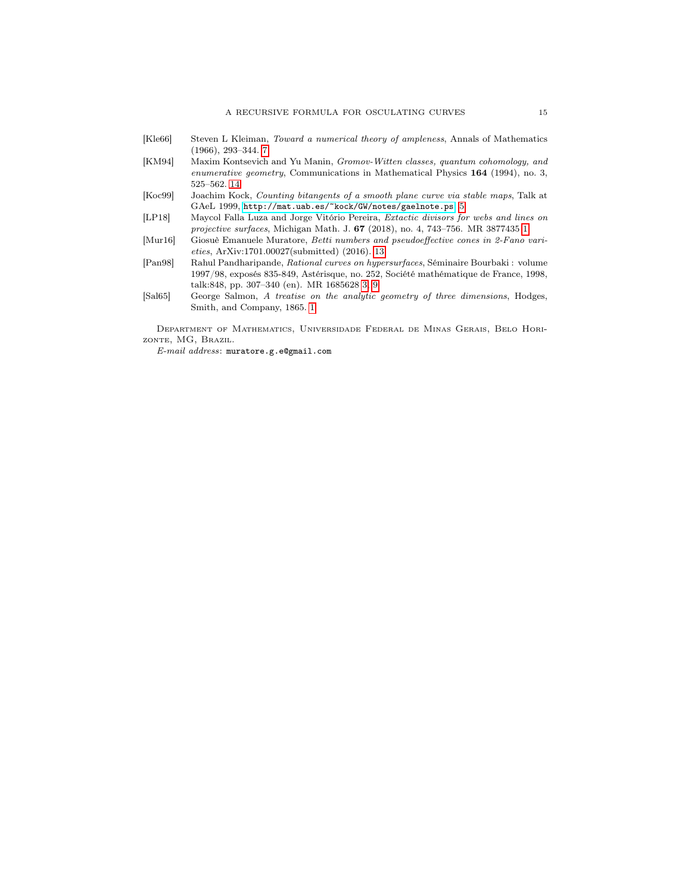[Kle66] Steven L Kleiman, *Toward a numerical theory of ampleness*, Annals of Mathematics (1966), 293–344. 7

[KM94] Maxim Kontsevich and Yu Manin, *Gromov-Witten classes, quantum cohomology, and enumerative geometry*, Communications in Mathematical Physics **164** (1994), no. 3, 525–562. 14

[Koc99] Joachim Kock, *Counting bitangents of a smooth plane curve via stable maps*, Talk at GAeL 1999, http://mat.uab.es/~kock/GW/notes/gaelnote.ps. 5

[LP18] Maycol Falla Luza and Jorge Vitório Pereira, *Extactic divisors for webs and lines on projective surfaces*, Michigan Math. J. **67** (2018), no. 4, 743–756. MR 3877435 1

[Mur16] Giosuè Emanuele Muratore, *Betti numbers and pseudoeffective cones in 2-Fano varieties*, ArXiv:1701.00027(submitted) (2016). 13

[Pan98] Rahul Pandharipande, *Rational curves on hypersurfaces*, Séminaire Bourbaki : volume 1997/98, exposés 835-849, Astérisque, no. 252, Société mathématique de France, 1998, talk:848, pp. 307–340 (en). MR 1685628 3, 9

[Sal65] George Salmon, *A treatise on the analytic geometry of three dimensions*, Hodges, Smith, and Company, 1865. 1

Department of Mathematics, Universidade Federal de Minas Gerais, Belo Horizonte, MG, Brazil.

*E-mail address*: muratore.g.e@gmail.com